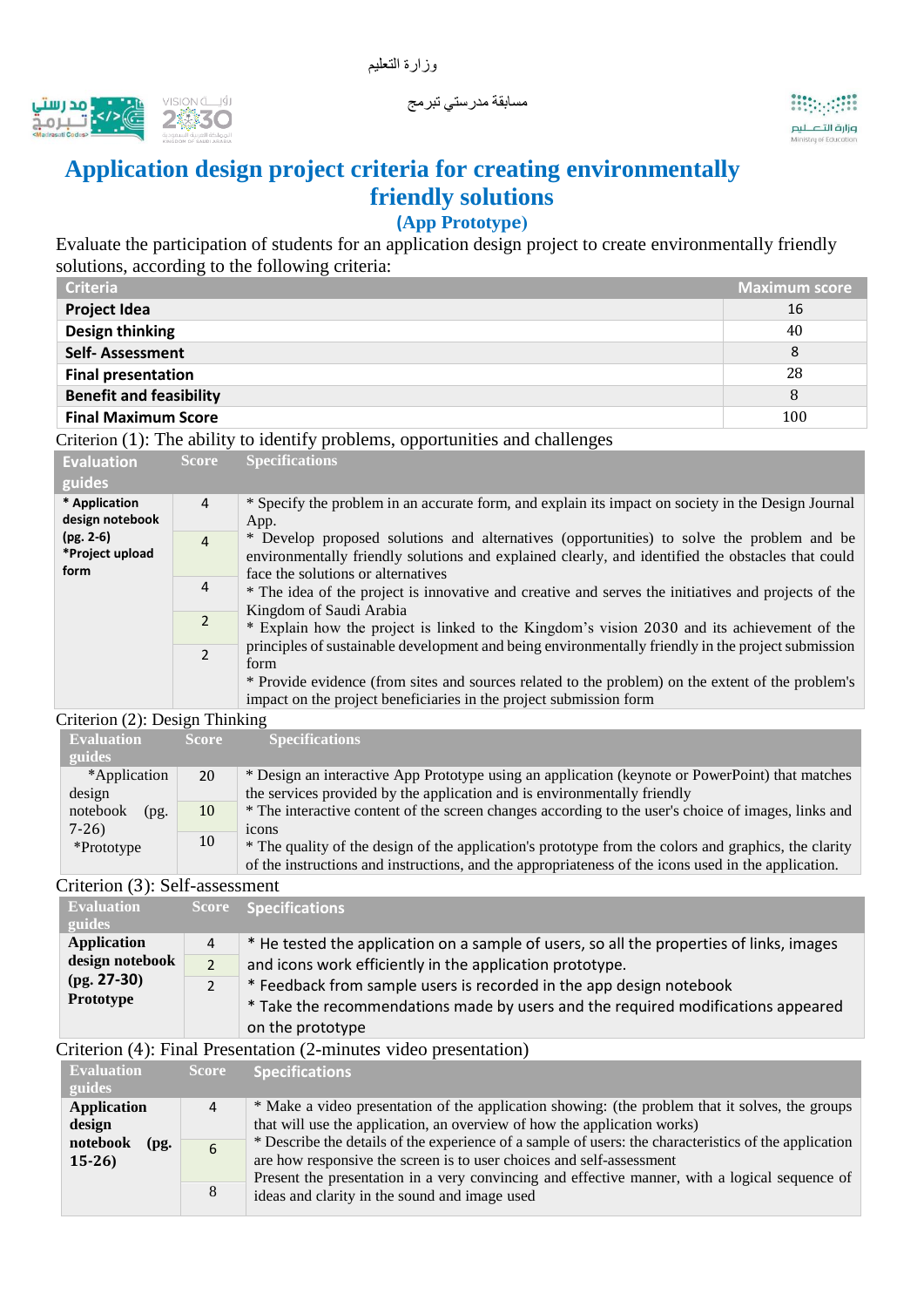وزارة التعليم

مسابقة مدرستي تبرمج

# Application design project criteria for creating environmentally friendly solutions

## (App Prototype)

Evaluate the participation of students for an application design project to create environmentally friendly solutions, according to the following criteria:

| Criteria | Maximum score |
|---|---|
| **Project Idea** | 16 |
| **Design thinking** | 40 |
| **Self- Assessment** | 8 |
| **Final presentation** | 28 |
| **Benefit and feasibility** | 8 |
| **Final Maximum Score** | 100 |

Criterion (1): The ability to identify problems, opportunities and challenges

| Evaluation guides | Score | Specifications |
|---|---|---|
| **\* Application design notebook (pg. 2-6)**<br>**\*Project upload form** | 4 | * Specify the problem in an accurate form, and explain its impact on society in the Design Journal App. |
| | 4 | * Develop proposed solutions and alternatives (opportunities) to solve the problem and be environmentally friendly solutions and explained clearly, and identified the obstacles that could face the solutions or alternatives |
| | 4 | * The idea of the project is innovative and creative and serves the initiatives and projects of the Kingdom of Saudi Arabia |
| | 2 | * Explain how the project is linked to the Kingdom's vision 2030 and its achievement of the principles of sustainable development and being environmentally friendly in the project submission form |
| | 2 | * Provide evidence (from sites and sources related to the problem) on the extent of the problem's impact on the project beneficiaries in the project submission form |

Criterion (2): Design Thinking

| Evaluation guides | Score | Specifications |
|---|---|---|
| *Application design notebook (pg. 7-26)<br>*Prototype | 20 | * Design an interactive App Prototype using an application (keynote or PowerPoint) that matches the services provided by the application and is environmentally friendly |
| | 10 | * The interactive content of the screen changes according to the user's choice of images, links and icons |
| | 10 | * The quality of the design of the application's prototype from the colors and graphics, the clarity of the instructions and instructions, and the appropriateness of the icons used in the application. |

Criterion (3): Self-assessment

| Evaluation guides | Score | Specifications |
|---|---|---|
| **Application design notebook (pg. 27-30)**<br>**Prototype** | 4 | * He tested the application on a sample of users, so all the properties of links, images and icons work efficiently in the application prototype. |
| | 2 | * Feedback from sample users is recorded in the app design notebook |
| | 2 | * Take the recommendations made by users and the required modifications appeared on the prototype |

Criterion (4): Final Presentation (2-minutes video presentation)

| Evaluation guides | Score | Specifications |
|---|---|---|
| **Application design notebook (pg. 15-26)** | 4 | * Make a video presentation of the application showing: (the problem that it solves, the groups that will use the application, an overview of how the application works) |
| | 6 | * Describe the details of the experience of a sample of users: the characteristics of the application are how responsive the screen is to user choices and self-assessment |
| | 8 | Present the presentation in a very convincing and effective manner, with a logical sequence of ideas and clarity in the sound and image used |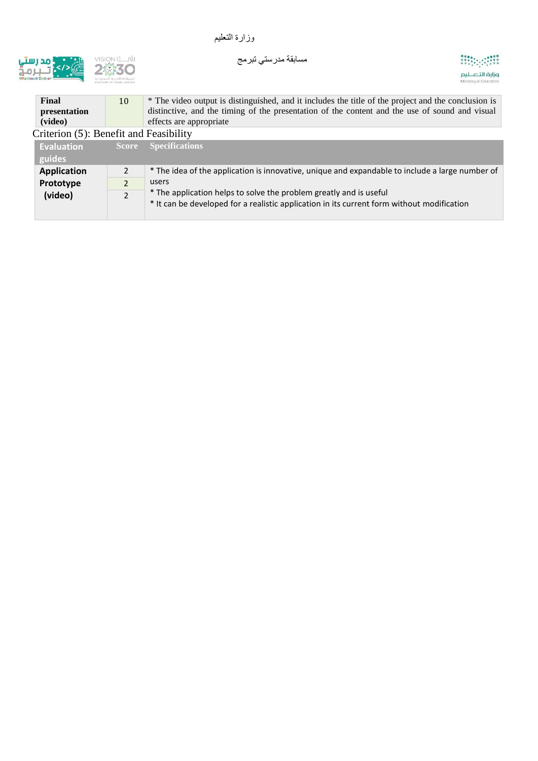| | | |
|---|---|---|
| **Final presentation (video)** | 10 | * The video output is distinguished, and it includes the title of the project and the conclusion is distinctive, and the timing of the presentation of the content and the use of sound and visual effects are appropriate |

Criterion (5): Benefit and Feasibility

| Evaluation guides | Score | Specifications |
|---|---|---|
| **Application Prototype (video)** | 2<br>2<br>2 | * The idea of the application is innovative, unique and expandable to include a large number of users<br>* The application helps to solve the problem greatly and is useful<br>* It can be developed for a realistic application in its current form without modification |